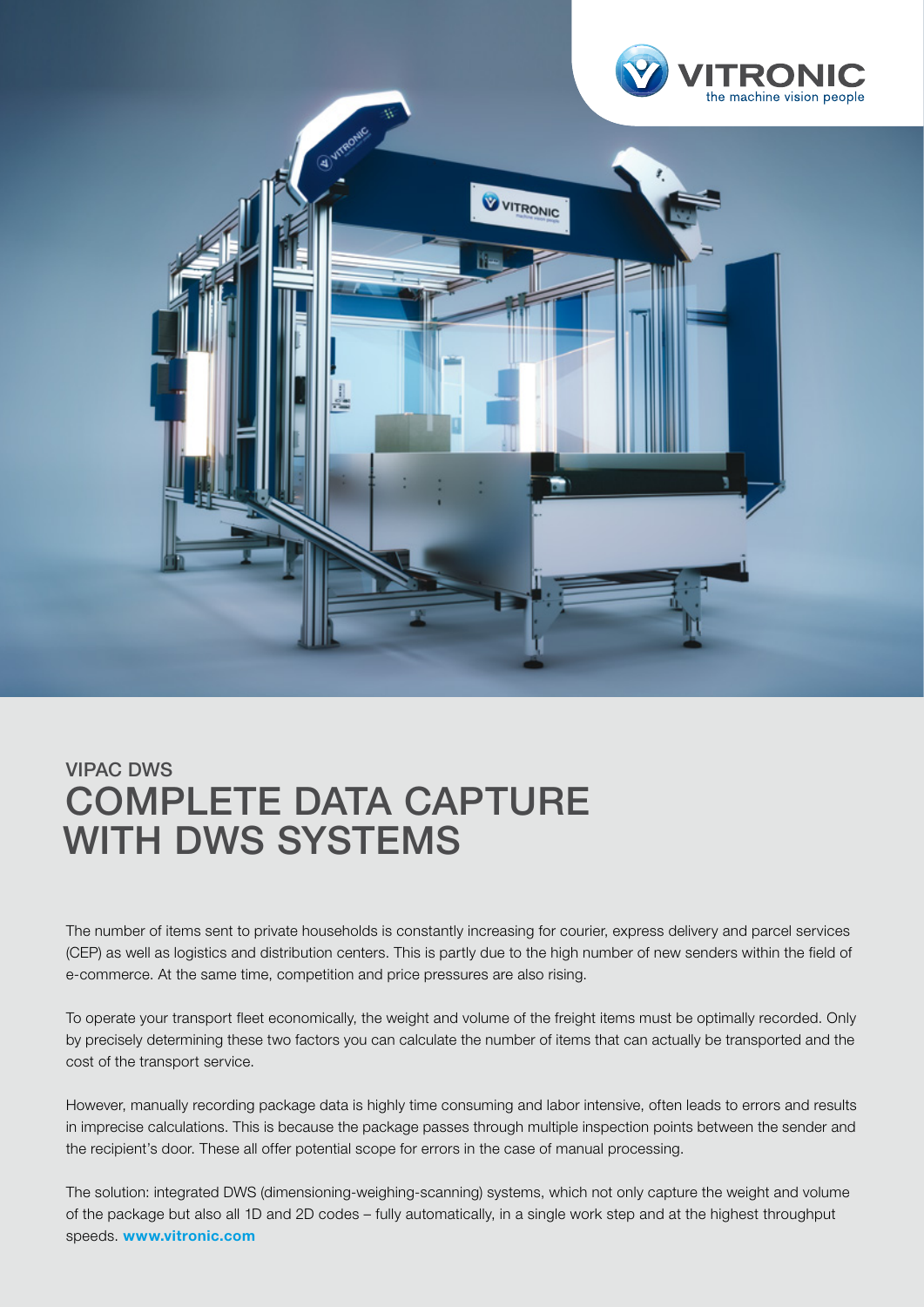VIPAC DWS

# COMPLETE DATA CAPTURE WITH DWS SYSTEMS

The number of items sent to private households is constantly increasing for courier, express delivery and parcel services (CEP) as well as logistics and distribution centers. This is partly due to the high number of new senders within the field of e-commerce. At the same time, competition and price pressures are also rising.

To operate your transport fleet economically, the weight and volume of the freight items must be optimally recorded. Only by precisely determining these two factors you can calculate the number of items that can actually be transported and the cost of the transport service.

However, manually recording package data is highly time consuming and labor intensive, often leads to errors and results in imprecise calculations. This is because the package passes through multiple inspection points between the sender and the recipient's door. These all offer potential scope for errors in the case of manual processing.

The solution: integrated DWS (dimensioning-weighing-scanning) systems, which not only capture the weight and volume of the package but also all 1D and 2D codes – fully automatically, in a single work step and at the highest throughput speeds. **www.vitronic.com**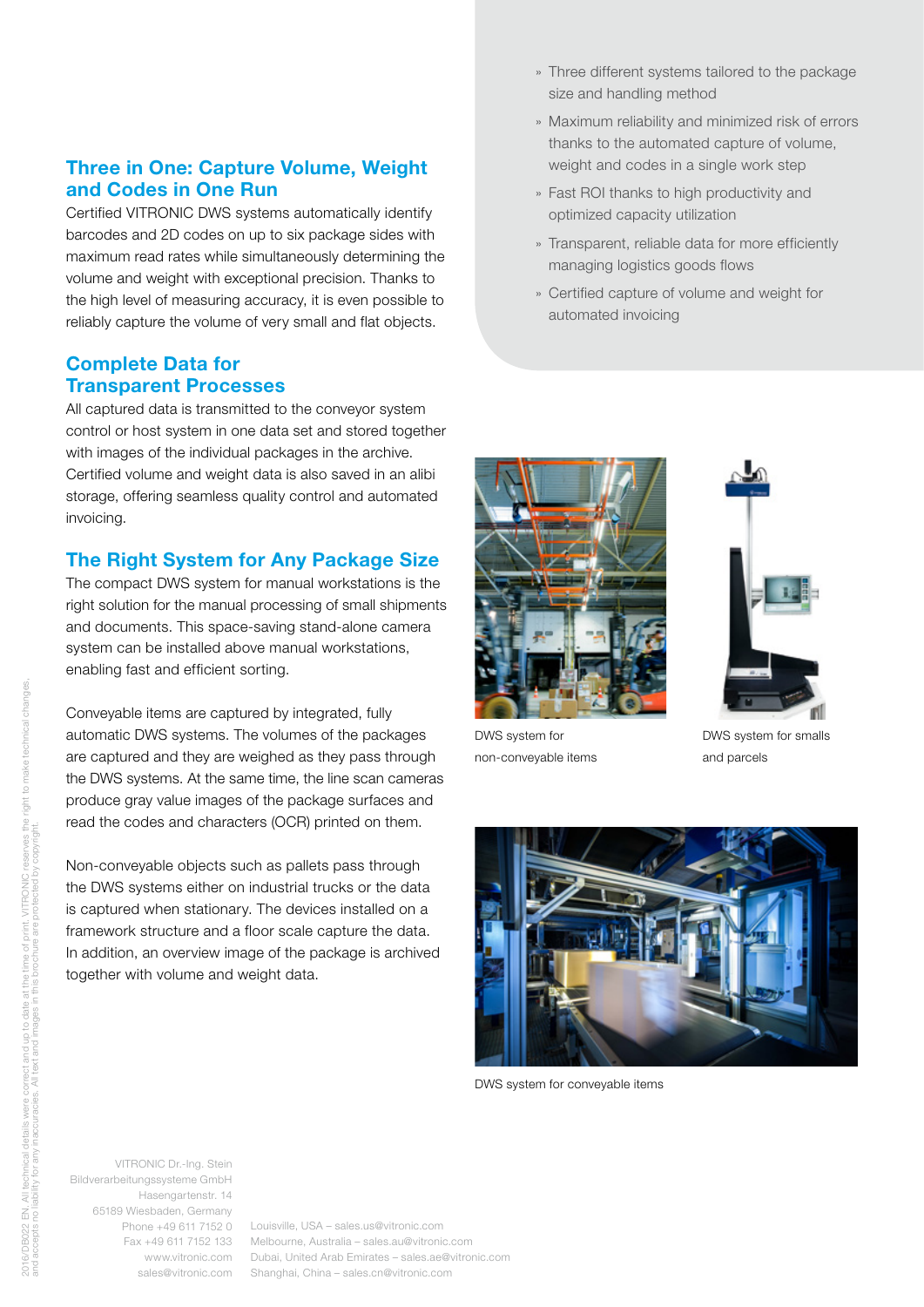## Three in One: Capture Volume, Weight and Codes in One Run

Certified VITRONIC DWS systems automatically identify barcodes and 2D codes on up to six package sides with maximum read rates while simultaneously determining the volume and weight with exceptional precision. Thanks to the high level of measuring accuracy, it is even possible to reliably capture the volume of very small and flat objects.

## Complete Data for Transparent Processes

All captured data is transmitted to the conveyor system control or host system in one data set and stored together with images of the individual packages in the archive. Certified volume and weight data is also saved in an alibi storage, offering seamless quality control and automated invoicing.

## The Right System for Any Package Size

The compact DWS system for manual workstations is the right solution for the manual processing of small shipments and documents. This space-saving stand-alone camera system can be installed above manual workstations, enabling fast and efficient sorting.

Conveyable items are captured by integrated, fully automatic DWS systems. The volumes of the packages are captured and they are weighed as they pass through the DWS systems. At the same time, the line scan cameras produce gray value images of the package surfaces and read the codes and characters (OCR) printed on them.

Non-conveyable objects such as pallets pass through the DWS systems either on industrial trucks or the data is captured when stationary. The devices installed on a framework structure and a floor scale capture the data. In addition, an overview image of the package is archived together with volume and weight data.

- Three different systems tailored to the package size and handling method
- Maximum reliability and minimized risk of errors thanks to the automated capture of volume, weight and codes in a single work step
- Fast ROI thanks to high productivity and optimized capacity utilization
- Transparent, reliable data for more efficiently managing logistics goods flows
- Certified capture of volume and weight for automated invoicing

DWS system for non-conveyable items

DWS system for smalls and parcels

DWS system for conveyable items

VITRONIC Dr.-Ing. Stein
Bildverarbeitungssysteme GmbH
Hasengartenstr. 14
65189 Wiesbaden, Germany
Phone +49 611 7152 0
Fax +49 611 7152 133
www.vitronic.com
sales@vitronic.com

Louisville, USA – sales.us@vitronic.com
Melbourne, Australia – sales.au@vitronic.com
Dubai, United Arab Emirates – sales.ae@vitronic.com
Shanghai, China – sales.cn@vitronic.com

2016/DB022 EN. All technical details were correct and up to date at the time of print. VITRONIC reserves the right to make technical changes, and accepts no liability for any inaccuracies. All text and images in this brochure are protected by copyright.